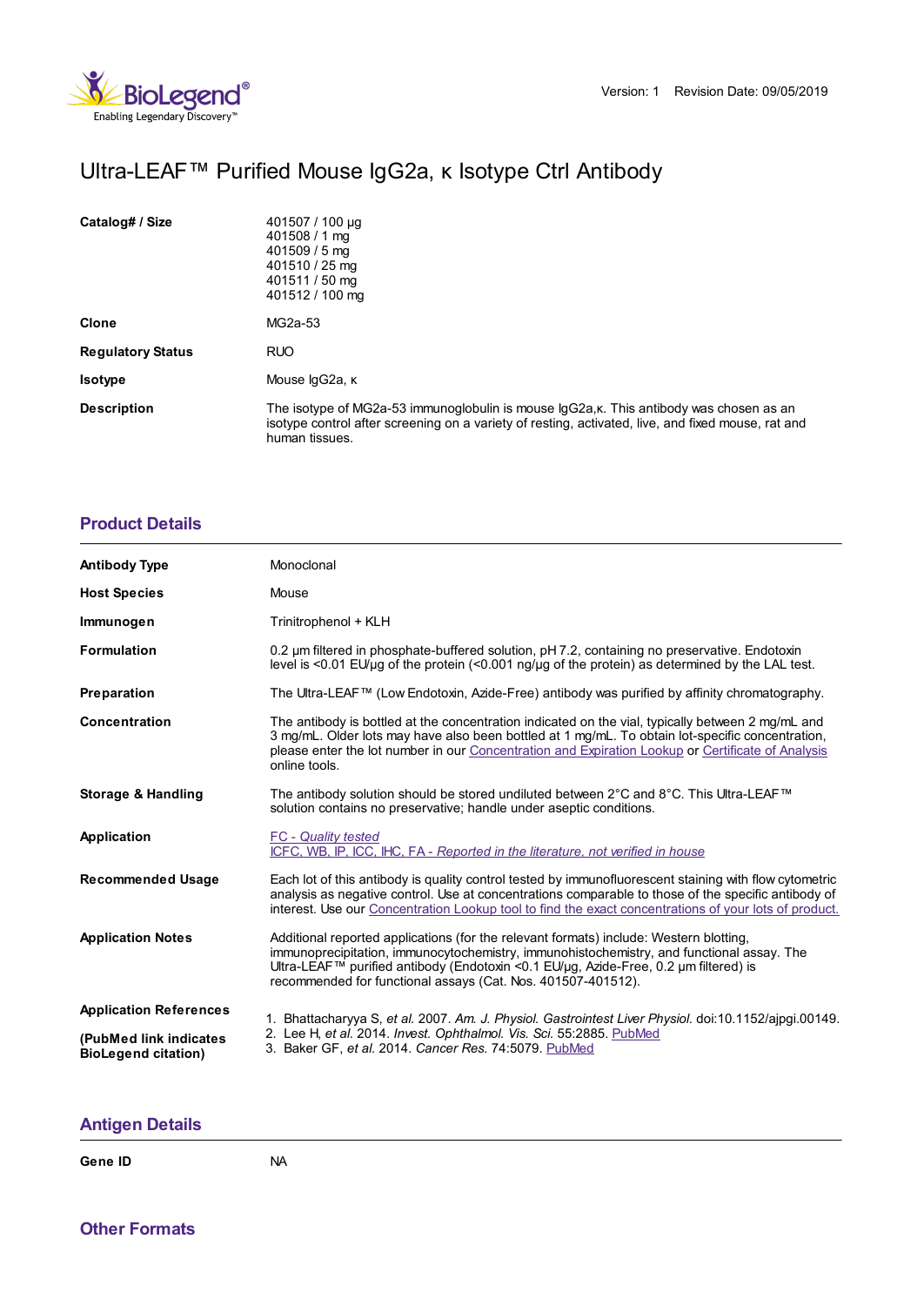Version: 1 Revision Date: 09/05/2019

# Ultra-LEAF™ Purified Mouse IgG2a, κ Isotype Ctrl Antibody

| | |
|---|---|
| **Catalog# / Size** | 401507 / 100 µg<br>401508 / 1 mg<br>401509 / 5 mg<br>401510 / 25 mg<br>401511 / 50 mg<br>401512 / 100 mg |
| **Clone** | MG2a-53 |
| **Regulatory Status** | RUO |
| **Isotype** | Mouse IgG2a, κ |
| **Description** | The isotype of MG2a-53 immunoglobulin is mouse IgG2a,κ. This antibody was chosen as an isotype control after screening on a variety of resting, activated, live, and fixed mouse, rat and human tissues. |

## Product Details

| | |
|---|---|
| **Antibody Type** | Monoclonal |
| **Host Species** | Mouse |
| **Immunogen** | Trinitrophenol + KLH |
| **Formulation** | 0.2 µm filtered in phosphate-buffered solution, pH 7.2, containing no preservative. Endotoxin level is <0.01 EU/µg of the protein (<0.001 ng/µg of the protein) as determined by the LAL test. |
| **Preparation** | The Ultra-LEAF™ (Low Endotoxin, Azide-Free) antibody was purified by affinity chromatography. |
| **Concentration** | The antibody is bottled at the concentration indicated on the vial, typically between 2 mg/mL and 3 mg/mL. Older lots may have also been bottled at 1 mg/mL. To obtain lot-specific concentration, please enter the lot number in our Concentration and Expiration Lookup or Certificate of Analysis online tools. |
| **Storage & Handling** | The antibody solution should be stored undiluted between 2°C and 8°C. This Ultra-LEAF™ solution contains no preservative; handle under aseptic conditions. |
| **Application** | FC - *Quality tested*<br>ICFC, WB, IP, ICC, IHC, FA - *Reported in the literature, not verified in house* |
| **Recommended Usage** | Each lot of this antibody is quality control tested by immunofluorescent staining with flow cytometric analysis as negative control. Use at concentrations comparable to those of the specific antibody of interest. Use our Concentration Lookup tool to find the exact concentrations of your lots of product. |
| **Application Notes** | Additional reported applications (for the relevant formats) include: Western blotting, immunoprecipitation, immunocytochemistry, immunohistochemistry, and functional assay. The Ultra-LEAF™ purified antibody (Endotoxin <0.1 EU/µg, Azide-Free, 0.2 µm filtered) is recommended for functional assays (Cat. Nos. 401507-401512). |
| **Application References**<br><br>**(PubMed link indicates BioLegend citation)** | 1. Bhattacharyya S, *et al.* 2007. *Am. J. Physiol. Gastrointest Liver Physiol.* doi:10.1152/ajpgi.00149.<br>2. Lee H, *et al.* 2014. *Invest. Ophthalmol. Vis. Sci.* 55:2885. PubMed<br>3. Baker GF, *et al.* 2014. *Cancer Res.* 74:5079. PubMed |

## Antigen Details

| | |
|---|---|
| **Gene ID** | NA |

## Other Formats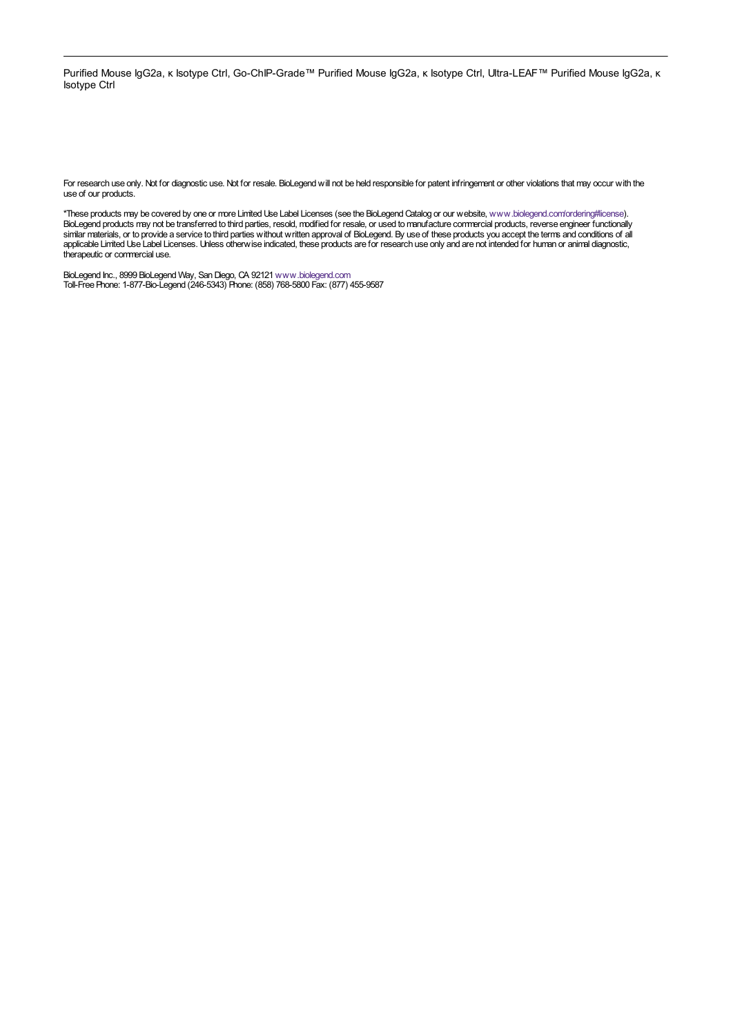For research use only. Not for diagnostic use. Not for resale. BioLegend will not be held responsible for patent infringement or other violations that may occur with the use of our products.

*These products may be covered by one or more Limited Use Label Licenses (see the BioLegend Catalog or our website, www.biolegend.com/ordering#license). BioLegend products may not be transferred to third parties, resold, modified for resale, or used to manufacture commercial products, reverse engineer functionally similar materials, or to provide a service to third parties without written approval of BioLegend. By use of these products you accept the terms and conditions of all applicable Limited Use Label Licenses. Unless otherwise indicated, these products are for research use only and are not intended for human or animal diagnostic, therapeutic or commercial use.

BioLegend Inc., 8999 BioLegend Way, San Diego, CA 92121 www.biolegend.com
Toll-Free Phone: 1-877-Bio-Legend (246-5343) Phone: (858) 768-5800 Fax: (877) 455-9587